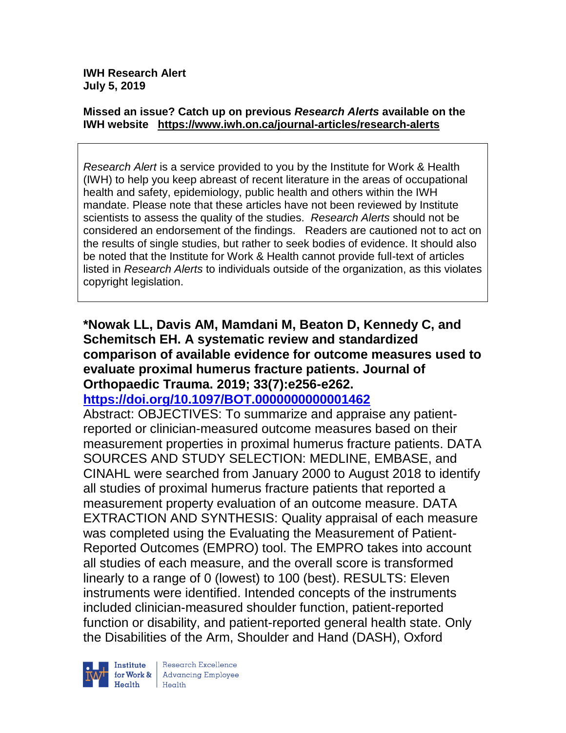**IWH Research Alert**
**July 5, 2019**

**Missed an issue? Catch up on previous *Research Alerts* available on the IWH website https://www.iwh.on.ca/journal-articles/research-alerts**

> *Research Alert* is a service provided to you by the Institute for Work & Health (IWH) to help you keep abreast of recent literature in the areas of occupational health and safety, epidemiology, public health and others within the IWH mandate. Please note that these articles have not been reviewed by Institute scientists to assess the quality of the studies. *Research Alerts* should not be considered an endorsement of the findings. Readers are cautioned not to act on the results of single studies, but rather to seek bodies of evidence. It should also be noted that the Institute for Work & Health cannot provide full-text of articles listed in *Research Alerts* to individuals outside of the organization, as this violates copyright legislation.

**\*Nowak LL, Davis AM, Mamdani M, Beaton D, Kennedy C, and Schemitsch EH. A systematic review and standardized comparison of available evidence for outcome measures used to evaluate proximal humerus fracture patients. Journal of Orthopaedic Trauma. 2019; 33(7):e256-e262.**
**https://doi.org/10.1097/BOT.0000000000001462**

Abstract: OBJECTIVES: To summarize and appraise any patient-reported or clinician-measured outcome measures based on their measurement properties in proximal humerus fracture patients. DATA SOURCES AND STUDY SELECTION: MEDLINE, EMBASE, and CINAHL were searched from January 2000 to August 2018 to identify all studies of proximal humerus fracture patients that reported a measurement property evaluation of an outcome measure. DATA EXTRACTION AND SYNTHESIS: Quality appraisal of each measure was completed using the Evaluating the Measurement of Patient-Reported Outcomes (EMPRO) tool. The EMPRO takes into account all studies of each measure, and the overall score is transformed linearly to a range of 0 (lowest) to 100 (best). RESULTS: Eleven instruments were identified. Intended concepts of the instruments included clinician-measured shoulder function, patient-reported function or disability, and patient-reported general health state. Only the Disabilities of the Arm, Shoulder and Hand (DASH), Oxford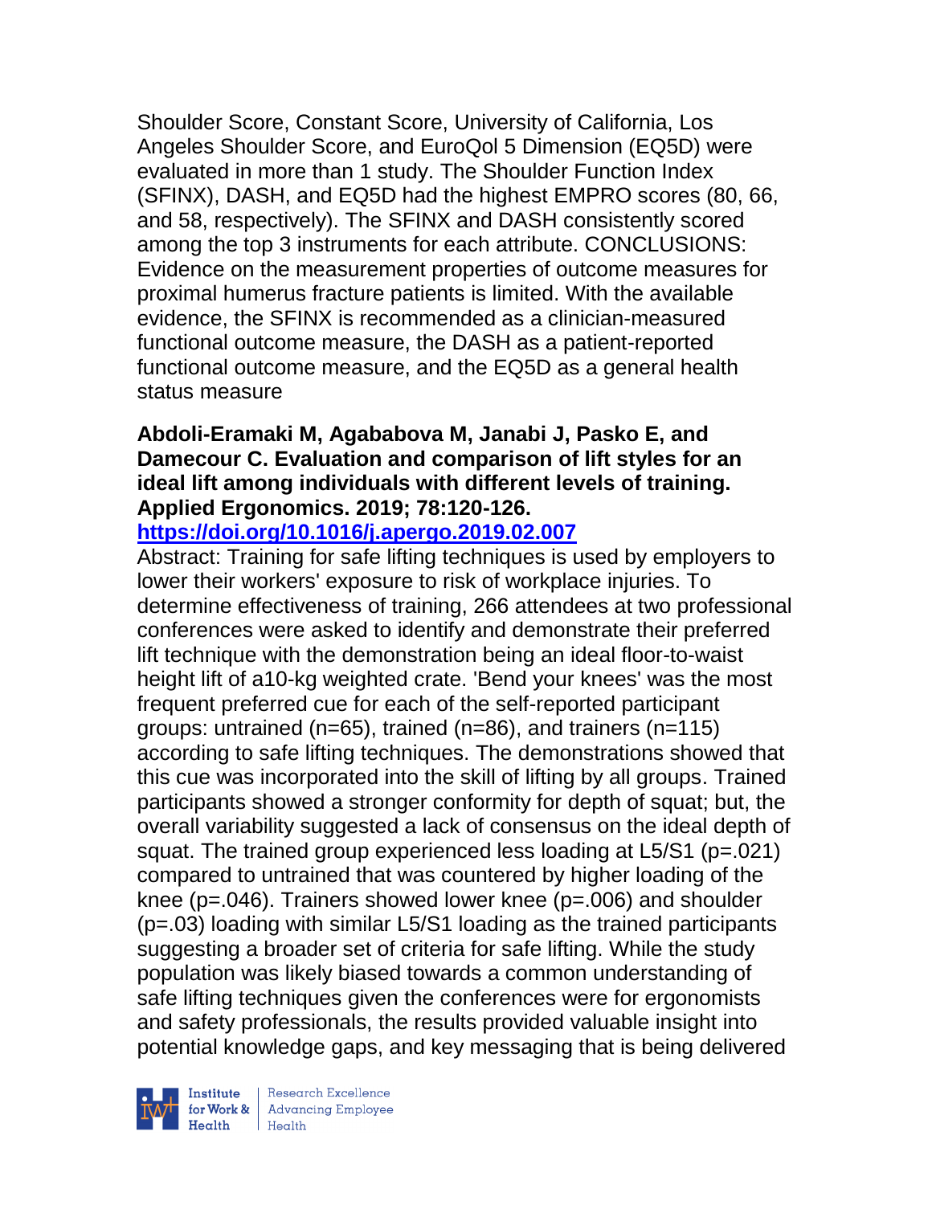Shoulder Score, Constant Score, University of California, Los Angeles Shoulder Score, and EuroQol 5 Dimension (EQ5D) were evaluated in more than 1 study. The Shoulder Function Index (SFINX), DASH, and EQ5D had the highest EMPRO scores (80, 66, and 58, respectively). The SFINX and DASH consistently scored among the top 3 instruments for each attribute. CONCLUSIONS: Evidence on the measurement properties of outcome measures for proximal humerus fracture patients is limited. With the available evidence, the SFINX is recommended as a clinician-measured functional outcome measure, the DASH as a patient-reported functional outcome measure, and the EQ5D as a general health status measure

**Abdoli-Eramaki M, Agababova M, Janabi J, Pasko E, and Damecour C. Evaluation and comparison of lift styles for an ideal lift among individuals with different levels of training. Applied Ergonomics. 2019; 78:120-126.**
**https://doi.org/10.1016/j.apergo.2019.02.007**

Abstract: Training for safe lifting techniques is used by employers to lower their workers' exposure to risk of workplace injuries. To determine effectiveness of training, 266 attendees at two professional conferences were asked to identify and demonstrate their preferred lift technique with the demonstration being an ideal floor-to-waist height lift of a10-kg weighted crate. 'Bend your knees' was the most frequent preferred cue for each of the self-reported participant groups: untrained (n=65), trained (n=86), and trainers (n=115) according to safe lifting techniques. The demonstrations showed that this cue was incorporated into the skill of lifting by all groups. Trained participants showed a stronger conformity for depth of squat; but, the overall variability suggested a lack of consensus on the ideal depth of squat. The trained group experienced less loading at L5/S1 (p=.021) compared to untrained that was countered by higher loading of the knee (p=.046). Trainers showed lower knee (p=.006) and shoulder (p=.03) loading with similar L5/S1 loading as the trained participants suggesting a broader set of criteria for safe lifting. While the study population was likely biased towards a common understanding of safe lifting techniques given the conferences were for ergonomists and safety professionals, the results provided valuable insight into potential knowledge gaps, and key messaging that is being delivered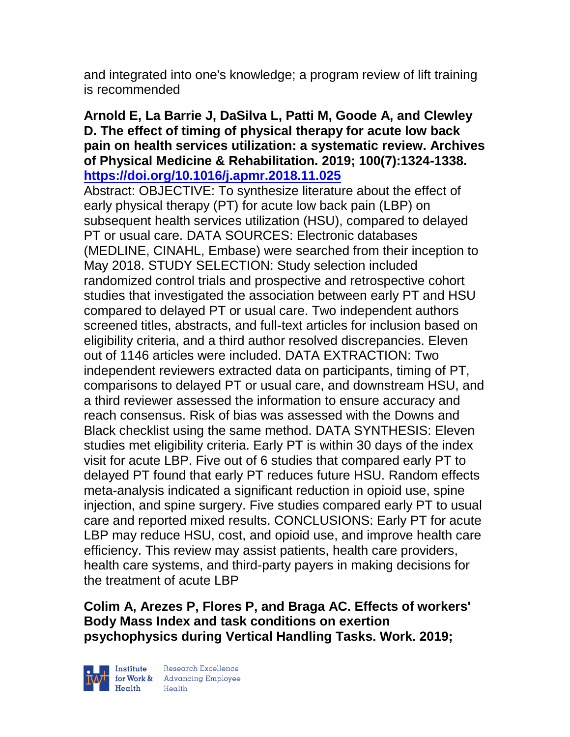and integrated into one's knowledge; a program review of lift training is recommended

**Arnold E, La Barrie J, DaSilva L, Patti M, Goode A, and Clewley D. The effect of timing of physical therapy for acute low back pain on health services utilization: a systematic review. Archives of Physical Medicine & Rehabilitation. 2019; 100(7):1324-1338. https://doi.org/10.1016/j.apmr.2018.11.025**

Abstract: OBJECTIVE: To synthesize literature about the effect of early physical therapy (PT) for acute low back pain (LBP) on subsequent health services utilization (HSU), compared to delayed PT or usual care. DATA SOURCES: Electronic databases (MEDLINE, CINAHL, Embase) were searched from their inception to May 2018. STUDY SELECTION: Study selection included randomized control trials and prospective and retrospective cohort studies that investigated the association between early PT and HSU compared to delayed PT or usual care. Two independent authors screened titles, abstracts, and full-text articles for inclusion based on eligibility criteria, and a third author resolved discrepancies. Eleven out of 1146 articles were included. DATA EXTRACTION: Two independent reviewers extracted data on participants, timing of PT, comparisons to delayed PT or usual care, and downstream HSU, and a third reviewer assessed the information to ensure accuracy and reach consensus. Risk of bias was assessed with the Downs and Black checklist using the same method. DATA SYNTHESIS: Eleven studies met eligibility criteria. Early PT is within 30 days of the index visit for acute LBP. Five out of 6 studies that compared early PT to delayed PT found that early PT reduces future HSU. Random effects meta-analysis indicated a significant reduction in opioid use, spine injection, and spine surgery. Five studies compared early PT to usual care and reported mixed results. CONCLUSIONS: Early PT for acute LBP may reduce HSU, cost, and opioid use, and improve health care efficiency. This review may assist patients, health care providers, health care systems, and third-party payers in making decisions for the treatment of acute LBP

**Colim A, Arezes P, Flores P, and Braga AC. Effects of workers' Body Mass Index and task conditions on exertion psychophysics during Vertical Handling Tasks. Work. 2019;**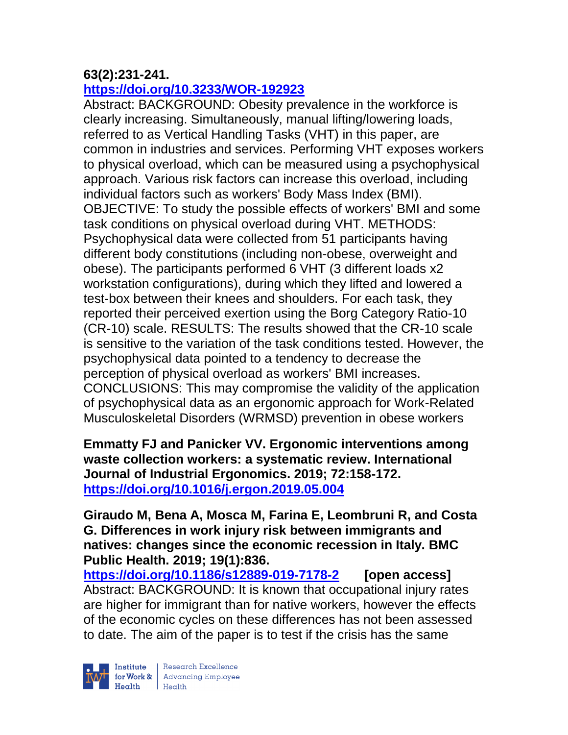**63(2):231-241.**
**https://doi.org/10.3233/WOR-192923**

Abstract: BACKGROUND: Obesity prevalence in the workforce is clearly increasing. Simultaneously, manual lifting/lowering loads, referred to as Vertical Handling Tasks (VHT) in this paper, are common in industries and services. Performing VHT exposes workers to physical overload, which can be measured using a psychophysical approach. Various risk factors can increase this overload, including individual factors such as workers' Body Mass Index (BMI). OBJECTIVE: To study the possible effects of workers' BMI and some task conditions on physical overload during VHT. METHODS: Psychophysical data were collected from 51 participants having different body constitutions (including non-obese, overweight and obese). The participants performed 6 VHT (3 different loads x2 workstation configurations), during which they lifted and lowered a test-box between their knees and shoulders. For each task, they reported their perceived exertion using the Borg Category Ratio-10 (CR-10) scale. RESULTS: The results showed that the CR-10 scale is sensitive to the variation of the task conditions tested. However, the psychophysical data pointed to a tendency to decrease the perception of physical overload as workers' BMI increases. CONCLUSIONS: This may compromise the validity of the application of psychophysical data as an ergonomic approach for Work-Related Musculoskeletal Disorders (WRMSD) prevention in obese workers

**Emmatty FJ and Panicker VV. Ergonomic interventions among waste collection workers: a systematic review. International Journal of Industrial Ergonomics. 2019; 72:158-172.**
**https://doi.org/10.1016/j.ergon.2019.05.004**

**Giraudo M, Bena A, Mosca M, Farina E, Leombruni R, and Costa G. Differences in work injury risk between immigrants and natives: changes since the economic recession in Italy. BMC Public Health. 2019; 19(1):836.**
**https://doi.org/10.1186/s12889-019-7178-2** **[open access]**

Abstract: BACKGROUND: It is known that occupational injury rates are higher for immigrant than for native workers, however the effects of the economic cycles on these differences has not been assessed to date. The aim of the paper is to test if the crisis has the same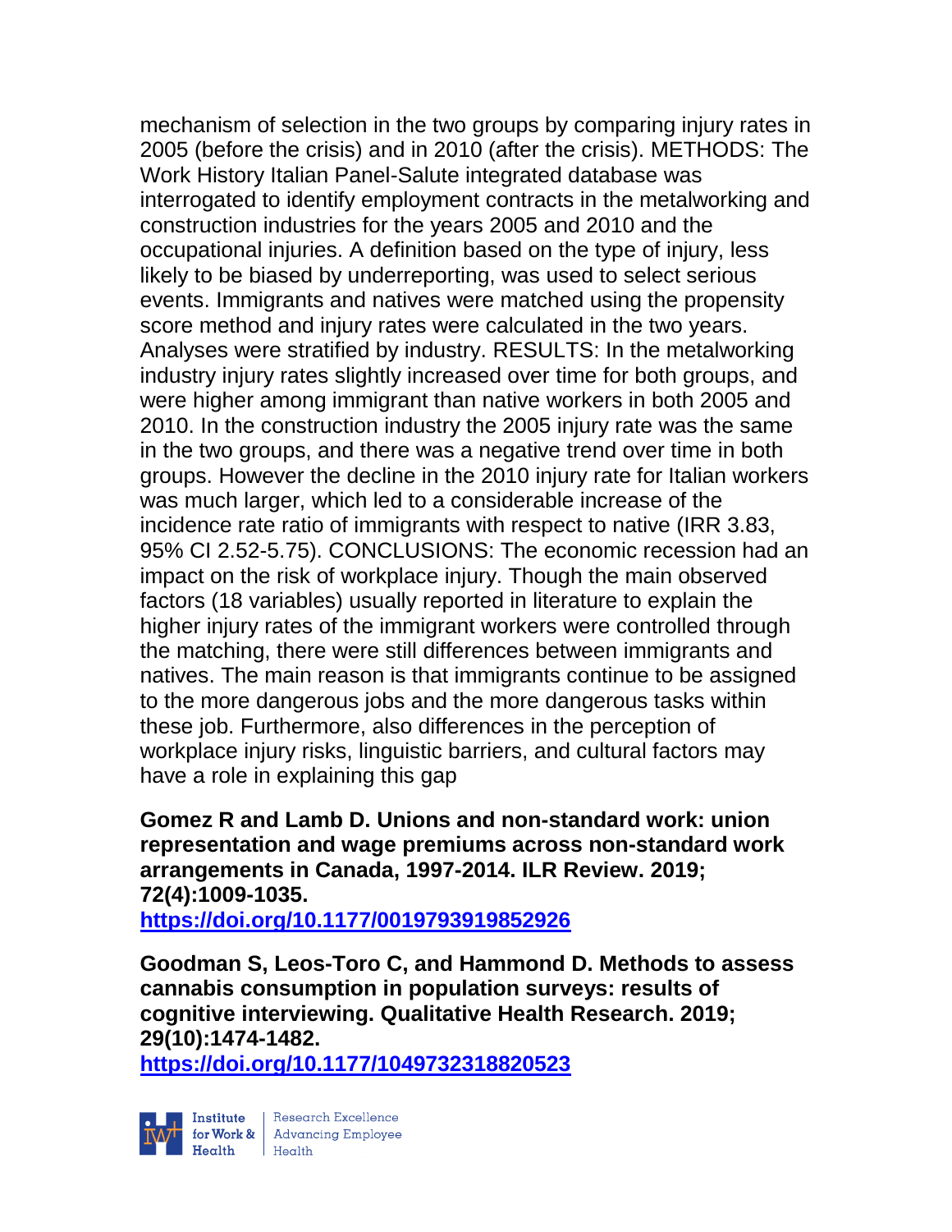mechanism of selection in the two groups by comparing injury rates in 2005 (before the crisis) and in 2010 (after the crisis). METHODS: The Work History Italian Panel-Salute integrated database was interrogated to identify employment contracts in the metalworking and construction industries for the years 2005 and 2010 and the occupational injuries. A definition based on the type of injury, less likely to be biased by underreporting, was used to select serious events. Immigrants and natives were matched using the propensity score method and injury rates were calculated in the two years. Analyses were stratified by industry. RESULTS: In the metalworking industry injury rates slightly increased over time for both groups, and were higher among immigrant than native workers in both 2005 and 2010. In the construction industry the 2005 injury rate was the same in the two groups, and there was a negative trend over time in both groups. However the decline in the 2010 injury rate for Italian workers was much larger, which led to a considerable increase of the incidence rate ratio of immigrants with respect to native (IRR 3.83, 95% CI 2.52-5.75). CONCLUSIONS: The economic recession had an impact on the risk of workplace injury. Though the main observed factors (18 variables) usually reported in literature to explain the higher injury rates of the immigrant workers were controlled through the matching, there were still differences between immigrants and natives. The main reason is that immigrants continue to be assigned to the more dangerous jobs and the more dangerous tasks within these job. Furthermore, also differences in the perception of workplace injury risks, linguistic barriers, and cultural factors may have a role in explaining this gap

**Gomez R and Lamb D. Unions and non-standard work: union representation and wage premiums across non-standard work arrangements in Canada, 1997-2014. ILR Review. 2019; 72(4):1009-1035.**
**https://doi.org/10.1177/0019793919852926**

**Goodman S, Leos-Toro C, and Hammond D. Methods to assess cannabis consumption in population surveys: results of cognitive interviewing. Qualitative Health Research. 2019; 29(10):1474-1482.**
**https://doi.org/10.1177/1049732318820523**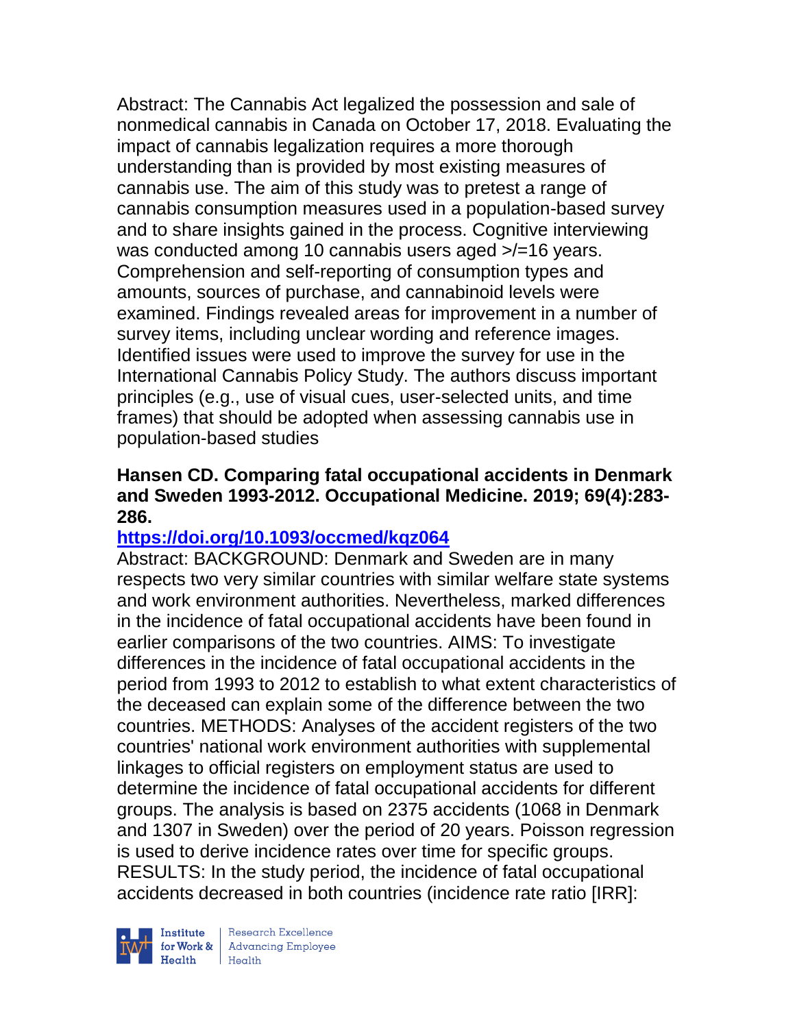Abstract: The Cannabis Act legalized the possession and sale of nonmedical cannabis in Canada on October 17, 2018. Evaluating the impact of cannabis legalization requires a more thorough understanding than is provided by most existing measures of cannabis use. The aim of this study was to pretest a range of cannabis consumption measures used in a population-based survey and to share insights gained in the process. Cognitive interviewing was conducted among 10 cannabis users aged >/=16 years. Comprehension and self-reporting of consumption types and amounts, sources of purchase, and cannabinoid levels were examined. Findings revealed areas for improvement in a number of survey items, including unclear wording and reference images. Identified issues were used to improve the survey for use in the International Cannabis Policy Study. The authors discuss important principles (e.g., use of visual cues, user-selected units, and time frames) that should be adopted when assessing cannabis use in population-based studies

**Hansen CD. Comparing fatal occupational accidents in Denmark and Sweden 1993-2012. Occupational Medicine. 2019; 69(4):283-286.**

**https://doi.org/10.1093/occmed/kqz064**

Abstract: BACKGROUND: Denmark and Sweden are in many respects two very similar countries with similar welfare state systems and work environment authorities. Nevertheless, marked differences in the incidence of fatal occupational accidents have been found in earlier comparisons of the two countries. AIMS: To investigate differences in the incidence of fatal occupational accidents in the period from 1993 to 2012 to establish to what extent characteristics of the deceased can explain some of the difference between the two countries. METHODS: Analyses of the accident registers of the two countries' national work environment authorities with supplemental linkages to official registers on employment status are used to determine the incidence of fatal occupational accidents for different groups. The analysis is based on 2375 accidents (1068 in Denmark and 1307 in Sweden) over the period of 20 years. Poisson regression is used to derive incidence rates over time for specific groups. RESULTS: In the study period, the incidence of fatal occupational accidents decreased in both countries (incidence rate ratio [IRR]: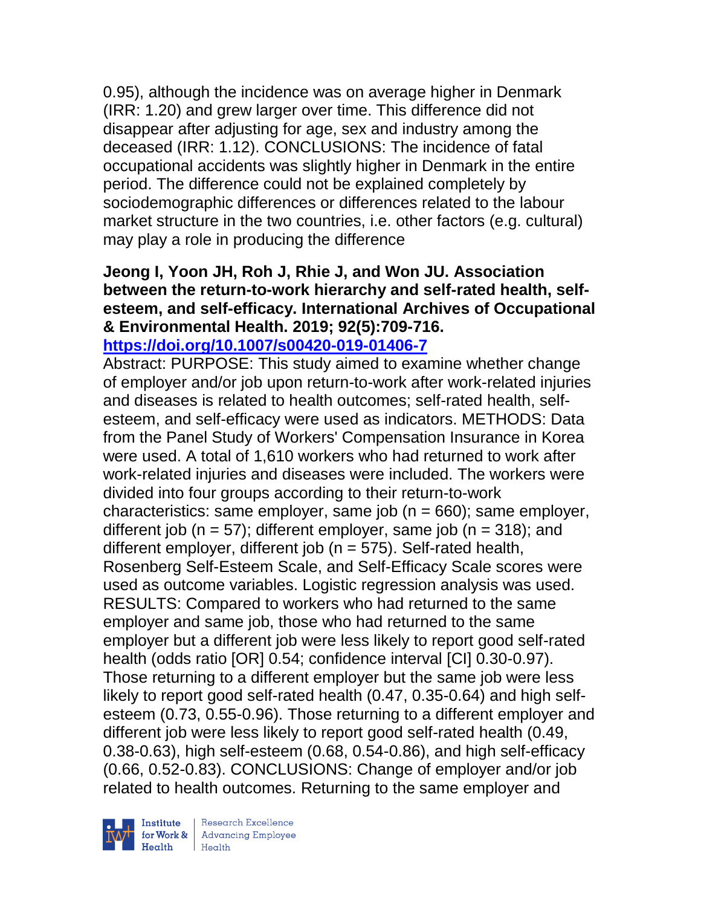0.95), although the incidence was on average higher in Denmark (IRR: 1.20) and grew larger over time. This difference did not disappear after adjusting for age, sex and industry among the deceased (IRR: 1.12). CONCLUSIONS: The incidence of fatal occupational accidents was slightly higher in Denmark in the entire period. The difference could not be explained completely by sociodemographic differences or differences related to the labour market structure in the two countries, i.e. other factors (e.g. cultural) may play a role in producing the difference

**Jeong I, Yoon JH, Roh J, Rhie J, and Won JU. Association between the return-to-work hierarchy and self-rated health, self-esteem, and self-efficacy. International Archives of Occupational & Environmental Health. 2019; 92(5):709-716. https://doi.org/10.1007/s00420-019-01406-7**

Abstract: PURPOSE: This study aimed to examine whether change of employer and/or job upon return-to-work after work-related injuries and diseases is related to health outcomes; self-rated health, self-esteem, and self-efficacy were used as indicators. METHODS: Data from the Panel Study of Workers' Compensation Insurance in Korea were used. A total of 1,610 workers who had returned to work after work-related injuries and diseases were included. The workers were divided into four groups according to their return-to-work characteristics: same employer, same job (n = 660); same employer, different job (n = 57); different employer, same job (n = 318); and different employer, different job (n = 575). Self-rated health, Rosenberg Self-Esteem Scale, and Self-Efficacy Scale scores were used as outcome variables. Logistic regression analysis was used. RESULTS: Compared to workers who had returned to the same employer and same job, those who had returned to the same employer but a different job were less likely to report good self-rated health (odds ratio [OR] 0.54; confidence interval [CI] 0.30-0.97). Those returning to a different employer but the same job were less likely to report good self-rated health (0.47, 0.35-0.64) and high self-esteem (0.73, 0.55-0.96). Those returning to a different employer and different job were less likely to report good self-rated health (0.49, 0.38-0.63), high self-esteem (0.68, 0.54-0.86), and high self-efficacy (0.66, 0.52-0.83). CONCLUSIONS: Change of employer and/or job related to health outcomes. Returning to the same employer and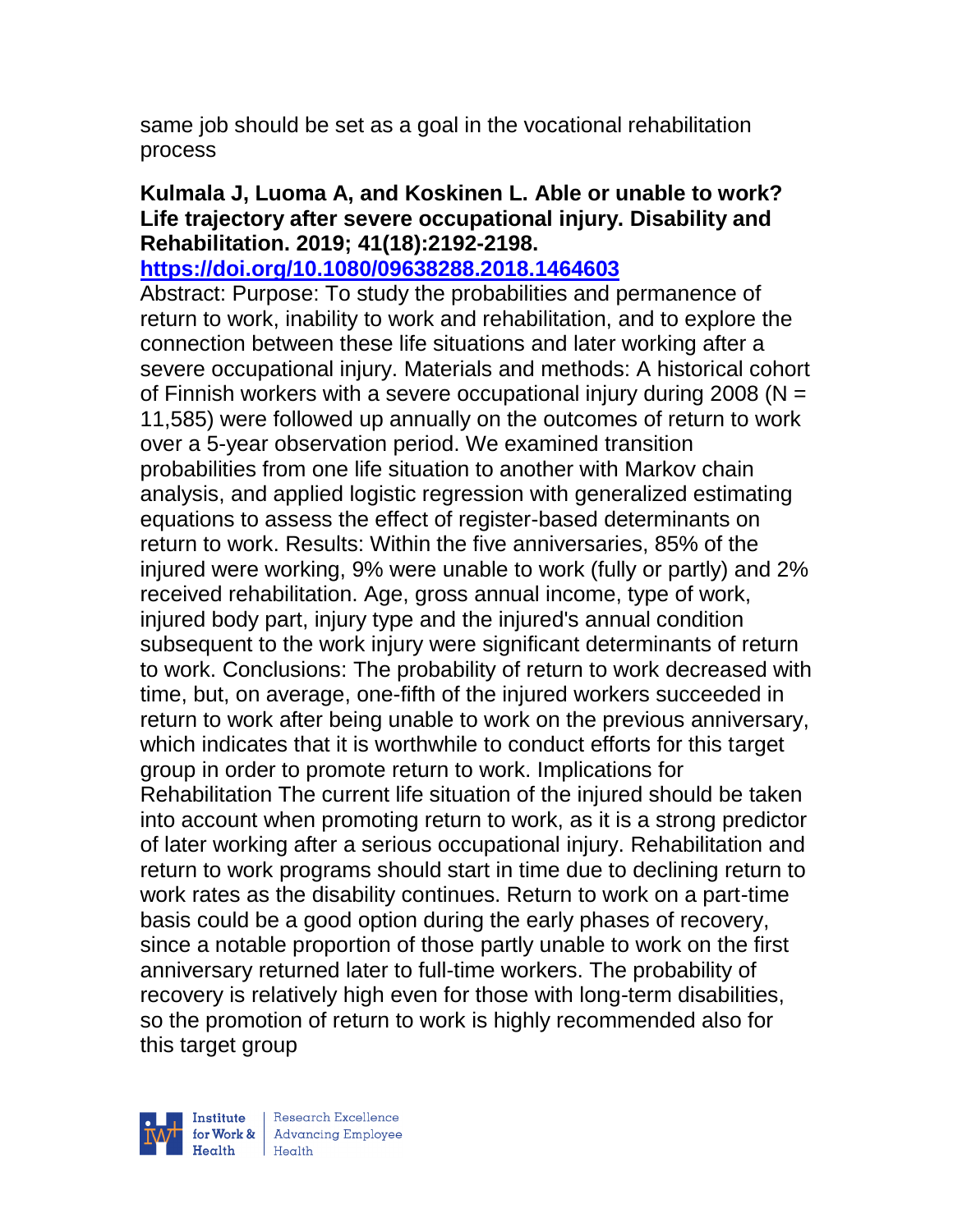same job should be set as a goal in the vocational rehabilitation process

**Kulmala J, Luoma A, and Koskinen L. Able or unable to work? Life trajectory after severe occupational injury. Disability and Rehabilitation. 2019; 41(18):2192-2198.**

**https://doi.org/10.1080/09638288.2018.1464603**

Abstract: Purpose: To study the probabilities and permanence of return to work, inability to work and rehabilitation, and to explore the connection between these life situations and later working after a severe occupational injury. Materials and methods: A historical cohort of Finnish workers with a severe occupational injury during 2008 (N = 11,585) were followed up annually on the outcomes of return to work over a 5-year observation period. We examined transition probabilities from one life situation to another with Markov chain analysis, and applied logistic regression with generalized estimating equations to assess the effect of register-based determinants on return to work. Results: Within the five anniversaries, 85% of the injured were working, 9% were unable to work (fully or partly) and 2% received rehabilitation. Age, gross annual income, type of work, injured body part, injury type and the injured's annual condition subsequent to the work injury were significant determinants of return to work. Conclusions: The probability of return to work decreased with time, but, on average, one-fifth of the injured workers succeeded in return to work after being unable to work on the previous anniversary, which indicates that it is worthwhile to conduct efforts for this target group in order to promote return to work. Implications for Rehabilitation The current life situation of the injured should be taken into account when promoting return to work, as it is a strong predictor of later working after a serious occupational injury. Rehabilitation and return to work programs should start in time due to declining return to work rates as the disability continues. Return to work on a part-time basis could be a good option during the early phases of recovery, since a notable proportion of those partly unable to work on the first anniversary returned later to full-time workers. The probability of recovery is relatively high even for those with long-term disabilities, so the promotion of return to work is highly recommended also for this target group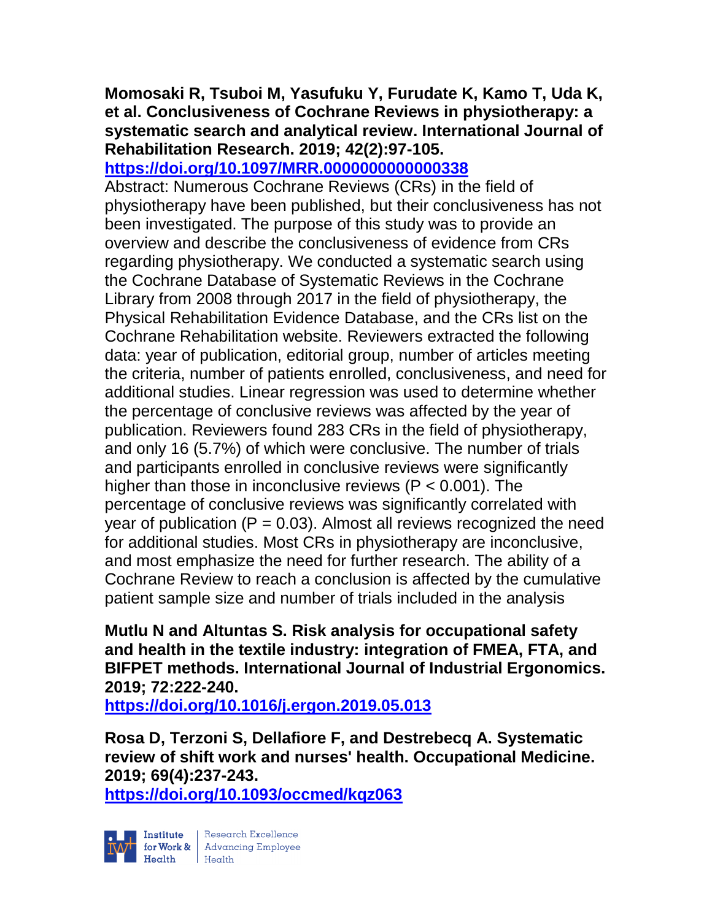**Momosaki R, Tsuboi M, Yasufuku Y, Furudate K, Kamo T, Uda K, et al. Conclusiveness of Cochrane Reviews in physiotherapy: a systematic search and analytical review. International Journal of Rehabilitation Research. 2019; 42(2):97-105.**
**https://doi.org/10.1097/MRR.0000000000000338**

Abstract: Numerous Cochrane Reviews (CRs) in the field of physiotherapy have been published, but their conclusiveness has not been investigated. The purpose of this study was to provide an overview and describe the conclusiveness of evidence from CRs regarding physiotherapy. We conducted a systematic search using the Cochrane Database of Systematic Reviews in the Cochrane Library from 2008 through 2017 in the field of physiotherapy, the Physical Rehabilitation Evidence Database, and the CRs list on the Cochrane Rehabilitation website. Reviewers extracted the following data: year of publication, editorial group, number of articles meeting the criteria, number of patients enrolled, conclusiveness, and need for additional studies. Linear regression was used to determine whether the percentage of conclusive reviews was affected by the year of publication. Reviewers found 283 CRs in the field of physiotherapy, and only 16 (5.7%) of which were conclusive. The number of trials and participants enrolled in conclusive reviews were significantly higher than those in inconclusive reviews ($P < 0.001$). The percentage of conclusive reviews was significantly correlated with year of publication ($P = 0.03$). Almost all reviews recognized the need for additional studies. Most CRs in physiotherapy are inconclusive, and most emphasize the need for further research. The ability of a Cochrane Review to reach a conclusion is affected by the cumulative patient sample size and number of trials included in the analysis

**Mutlu N and Altuntas S. Risk analysis for occupational safety and health in the textile industry: integration of FMEA, FTA, and BIFPET methods. International Journal of Industrial Ergonomics. 2019; 72:222-240.**
**https://doi.org/10.1016/j.ergon.2019.05.013**

**Rosa D, Terzoni S, Dellafiore F, and Destrebecq A. Systematic review of shift work and nurses' health. Occupational Medicine. 2019; 69(4):237-243.**
**https://doi.org/10.1093/occmed/kqz063**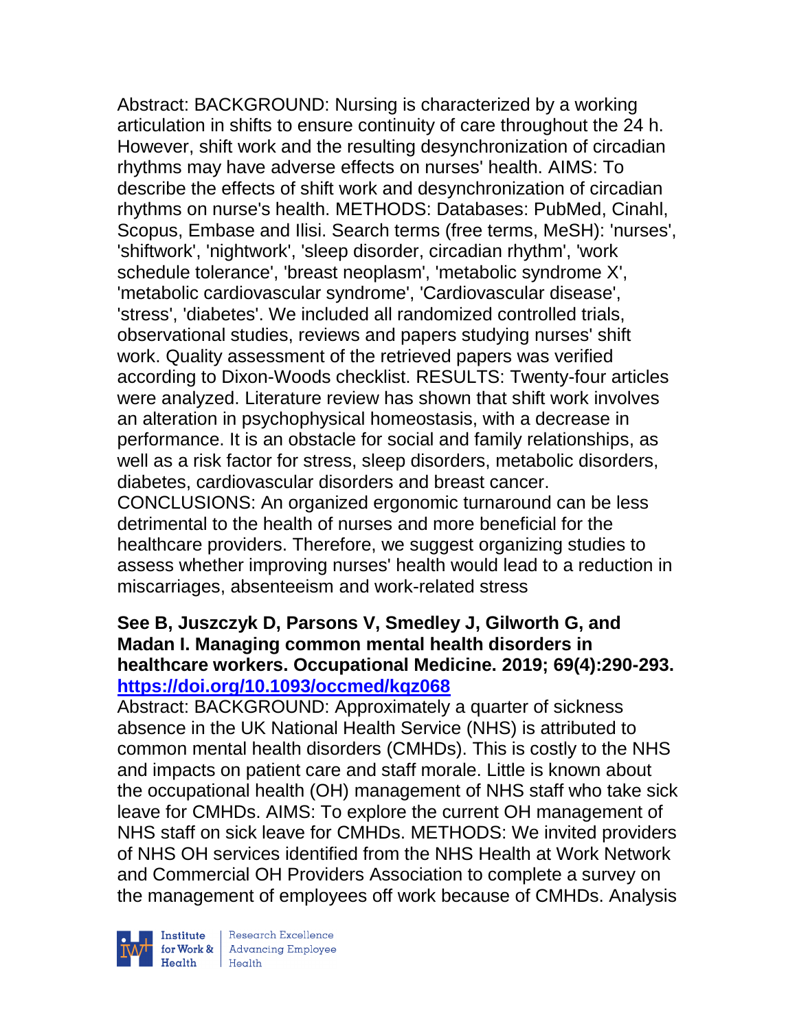Abstract: BACKGROUND: Nursing is characterized by a working articulation in shifts to ensure continuity of care throughout the 24 h. However, shift work and the resulting desynchronization of circadian rhythms may have adverse effects on nurses' health. AIMS: To describe the effects of shift work and desynchronization of circadian rhythms on nurse's health. METHODS: Databases: PubMed, Cinahl, Scopus, Embase and Ilisi. Search terms (free terms, MeSH): 'nurses', 'shiftwork', 'nightwork', 'sleep disorder, circadian rhythm', 'work schedule tolerance', 'breast neoplasm', 'metabolic syndrome X', 'metabolic cardiovascular syndrome', 'Cardiovascular disease', 'stress', 'diabetes'. We included all randomized controlled trials, observational studies, reviews and papers studying nurses' shift work. Quality assessment of the retrieved papers was verified according to Dixon-Woods checklist. RESULTS: Twenty-four articles were analyzed. Literature review has shown that shift work involves an alteration in psychophysical homeostasis, with a decrease in performance. It is an obstacle for social and family relationships, as well as a risk factor for stress, sleep disorders, metabolic disorders, diabetes, cardiovascular disorders and breast cancer. CONCLUSIONS: An organized ergonomic turnaround can be less detrimental to the health of nurses and more beneficial for the healthcare providers. Therefore, we suggest organizing studies to assess whether improving nurses' health would lead to a reduction in miscarriages, absenteeism and work-related stress

**See B, Juszczyk D, Parsons V, Smedley J, Gilworth G, and Madan I. Managing common mental health disorders in healthcare workers. Occupational Medicine. 2019; 69(4):290-293.**
**https://doi.org/10.1093/occmed/kqz068**

Abstract: BACKGROUND: Approximately a quarter of sickness absence in the UK National Health Service (NHS) is attributed to common mental health disorders (CMHDs). This is costly to the NHS and impacts on patient care and staff morale. Little is known about the occupational health (OH) management of NHS staff who take sick leave for CMHDs. AIMS: To explore the current OH management of NHS staff on sick leave for CMHDs. METHODS: We invited providers of NHS OH services identified from the NHS Health at Work Network and Commercial OH Providers Association to complete a survey on the management of employees off work because of CMHDs. Analysis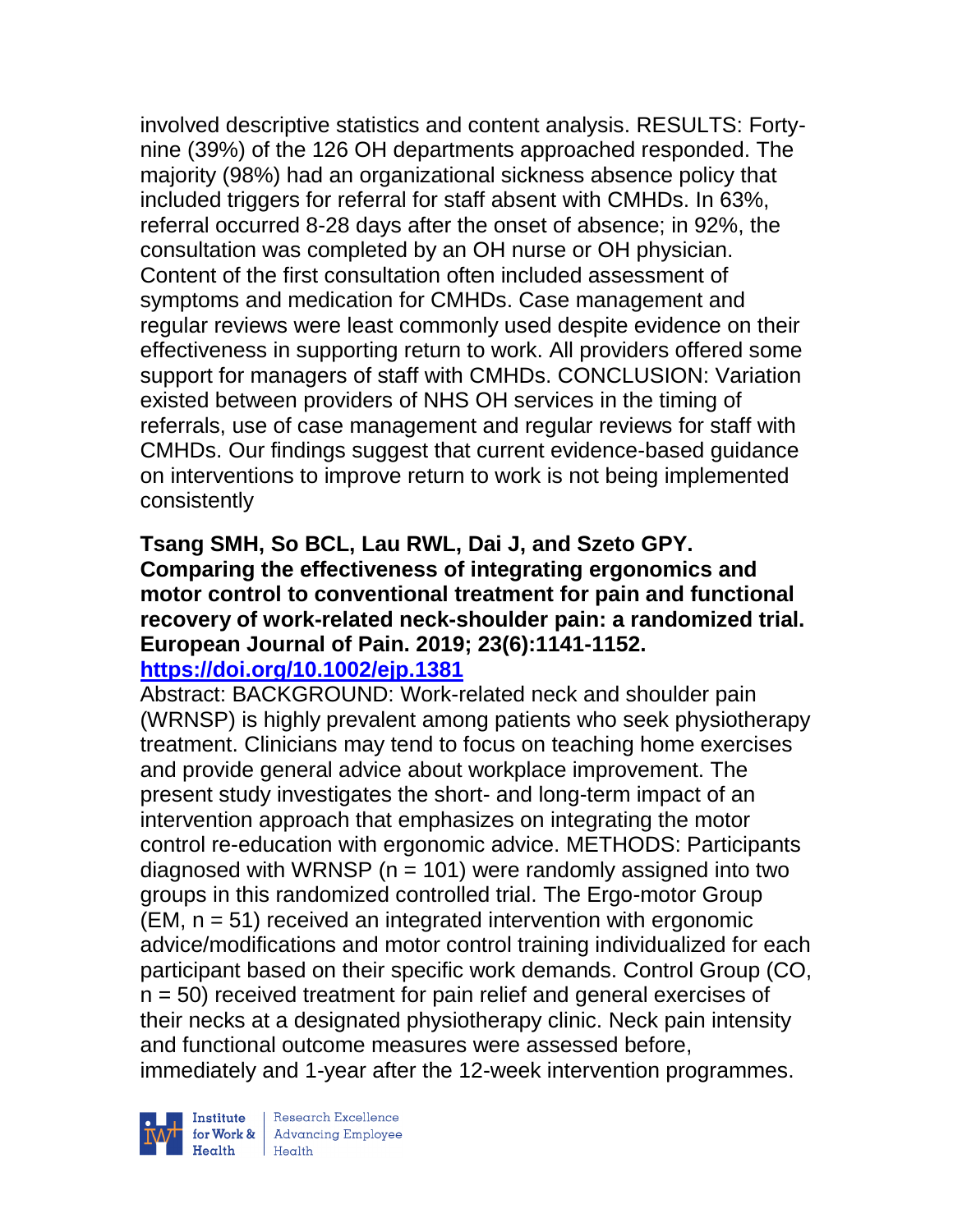involved descriptive statistics and content analysis. RESULTS: Forty-nine (39%) of the 126 OH departments approached responded. The majority (98%) had an organizational sickness absence policy that included triggers for referral for staff absent with CMHDs. In 63%, referral occurred 8-28 days after the onset of absence; in 92%, the consultation was completed by an OH nurse or OH physician. Content of the first consultation often included assessment of symptoms and medication for CMHDs. Case management and regular reviews were least commonly used despite evidence on their effectiveness in supporting return to work. All providers offered some support for managers of staff with CMHDs. CONCLUSION: Variation existed between providers of NHS OH services in the timing of referrals, use of case management and regular reviews for staff with CMHDs. Our findings suggest that current evidence-based guidance on interventions to improve return to work is not being implemented consistently

**Tsang SMH, So BCL, Lau RWL, Dai J, and Szeto GPY. Comparing the effectiveness of integrating ergonomics and motor control to conventional treatment for pain and functional recovery of work-related neck-shoulder pain: a randomized trial. European Journal of Pain. 2019; 23(6):1141-1152.**
**https://doi.org/10.1002/ejp.1381**

Abstract: BACKGROUND: Work-related neck and shoulder pain (WRNSP) is highly prevalent among patients who seek physiotherapy treatment. Clinicians may tend to focus on teaching home exercises and provide general advice about workplace improvement. The present study investigates the short- and long-term impact of an intervention approach that emphasizes on integrating the motor control re-education with ergonomic advice. METHODS: Participants diagnosed with WRNSP (n = 101) were randomly assigned into two groups in this randomized controlled trial. The Ergo-motor Group (EM, n = 51) received an integrated intervention with ergonomic advice/modifications and motor control training individualized for each participant based on their specific work demands. Control Group (CO, n = 50) received treatment for pain relief and general exercises of their necks at a designated physiotherapy clinic. Neck pain intensity and functional outcome measures were assessed before, immediately and 1-year after the 12-week intervention programmes.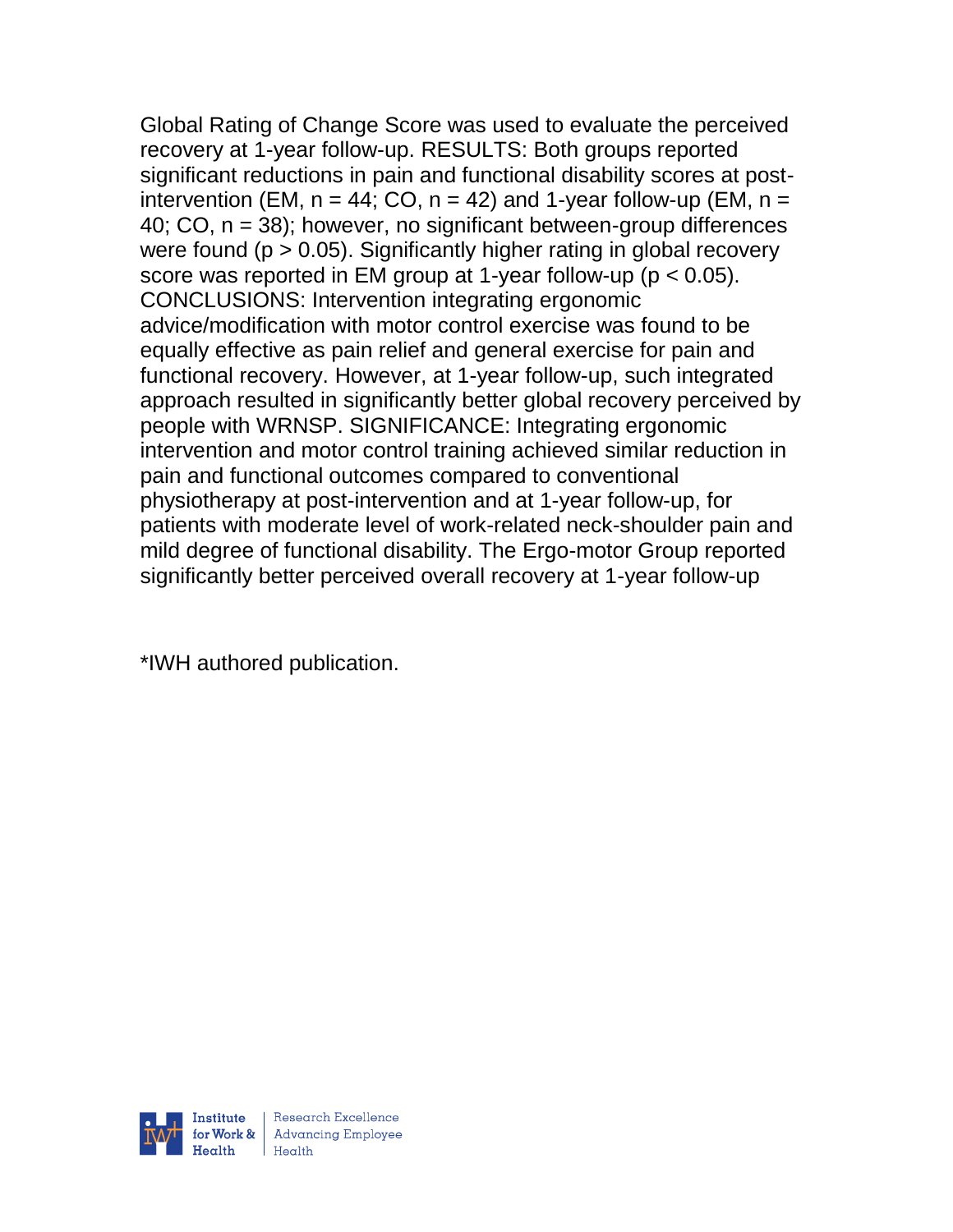Global Rating of Change Score was used to evaluate the perceived recovery at 1-year follow-up. RESULTS: Both groups reported significant reductions in pain and functional disability scores at post-intervention (EM, $n = 44$; CO, $n = 42$) and 1-year follow-up (EM, $n = 40$; CO, $n = 38$); however, no significant between-group differences were found ($p > 0.05$). Significantly higher rating in global recovery score was reported in EM group at 1-year follow-up ($p < 0.05$). CONCLUSIONS: Intervention integrating ergonomic advice/modification with motor control exercise was found to be equally effective as pain relief and general exercise for pain and functional recovery. However, at 1-year follow-up, such integrated approach resulted in significantly better global recovery perceived by people with WRNSP. SIGNIFICANCE: Integrating ergonomic intervention and motor control training achieved similar reduction in pain and functional outcomes compared to conventional physiotherapy at post-intervention and at 1-year follow-up, for patients with moderate level of work-related neck-shoulder pain and mild degree of functional disability. The Ergo-motor Group reported significantly better perceived overall recovery at 1-year follow-up

*IWH authored publication.